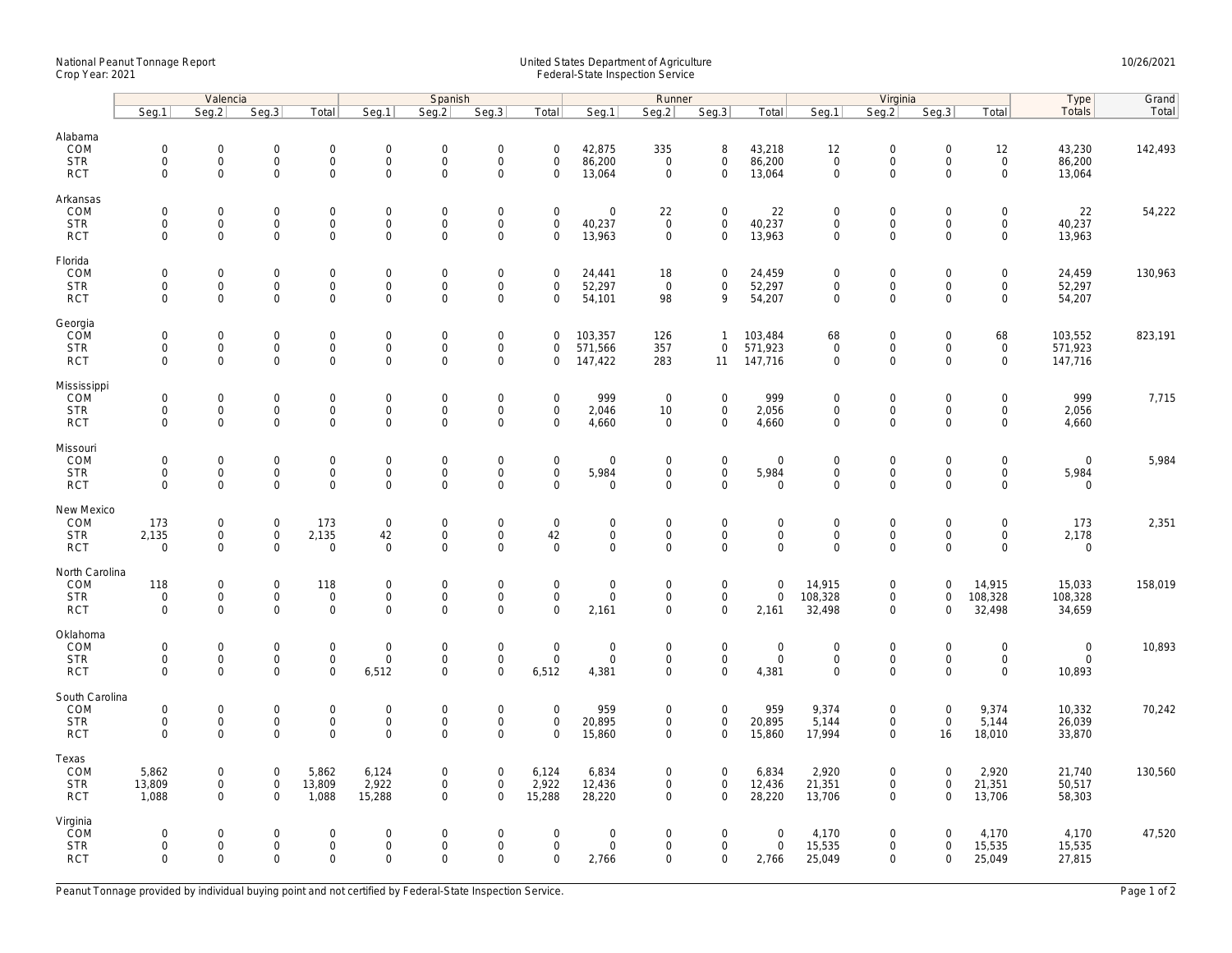National Peanut Tonnage Report
Crop Year: 2021

United States Department of Agriculture
Federal-State Inspection Service

10/26/2021

| | Valencia | | | | Spanish | | | | Runner | | | | Virginia | | | | Type | Grand |
|---|---|---|---|---|---|---|---|---|---|---|---|---|---|---|---|---|---|---|
| | Seg.1 | Seg.2 | Seg.3 | Total | Seg.1 | Seg.2 | Seg.3 | Total | Seg.1 | Seg.2 | Seg.3 | Total | Seg.1 | Seg.2 | Seg.3 | Total | Totals | Total |
| **Alabama** | | | | | | | | | | | | | | | | | | |
| COM | 0 | 0 | 0 | 0 | 0 | 0 | 0 | 0 | 42,875 | 335 | 8 | 43,218 | 12 | 0 | 0 | 12 | 43,230 | 142,493 |
| STR | 0 | 0 | 0 | 0 | 0 | 0 | 0 | 0 | 86,200 | 0 | 0 | 86,200 | 0 | 0 | 0 | 0 | 86,200 | |
| RCT | 0 | 0 | 0 | 0 | 0 | 0 | 0 | 0 | 13,064 | 0 | 0 | 13,064 | 0 | 0 | 0 | 0 | 13,064 | |
| **Arkansas** | | | | | | | | | | | | | | | | | | |
| COM | 0 | 0 | 0 | 0 | 0 | 0 | 0 | 0 | 0 | 22 | 0 | 22 | 0 | 0 | 0 | 0 | 22 | 54,222 |
| STR | 0 | 0 | 0 | 0 | 0 | 0 | 0 | 0 | 40,237 | 0 | 0 | 40,237 | 0 | 0 | 0 | 0 | 40,237 | |
| RCT | 0 | 0 | 0 | 0 | 0 | 0 | 0 | 0 | 13,963 | 0 | 0 | 13,963 | 0 | 0 | 0 | 0 | 13,963 | |
| **Florida** | | | | | | | | | | | | | | | | | | |
| COM | 0 | 0 | 0 | 0 | 0 | 0 | 0 | 0 | 24,441 | 18 | 0 | 24,459 | 0 | 0 | 0 | 0 | 24,459 | 130,963 |
| STR | 0 | 0 | 0 | 0 | 0 | 0 | 0 | 0 | 52,297 | 0 | 0 | 52,297 | 0 | 0 | 0 | 0 | 52,297 | |
| RCT | 0 | 0 | 0 | 0 | 0 | 0 | 0 | 0 | 54,101 | 98 | 9 | 54,207 | 0 | 0 | 0 | 0 | 54,207 | |
| **Georgia** | | | | | | | | | | | | | | | | | | |
| COM | 0 | 0 | 0 | 0 | 0 | 0 | 0 | 0 | 103,357 | 126 | 1 | 103,484 | 68 | 0 | 0 | 68 | 103,552 | 823,191 |
| STR | 0 | 0 | 0 | 0 | 0 | 0 | 0 | 0 | 571,566 | 357 | 0 | 571,923 | 0 | 0 | 0 | 0 | 571,923 | |
| RCT | 0 | 0 | 0 | 0 | 0 | 0 | 0 | 0 | 147,422 | 283 | 11 | 147,716 | 0 | 0 | 0 | 0 | 147,716 | |
| **Mississippi** | | | | | | | | | | | | | | | | | | |
| COM | 0 | 0 | 0 | 0 | 0 | 0 | 0 | 0 | 999 | 0 | 0 | 999 | 0 | 0 | 0 | 0 | 999 | 7,715 |
| STR | 0 | 0 | 0 | 0 | 0 | 0 | 0 | 0 | 2,046 | 10 | 0 | 2,056 | 0 | 0 | 0 | 0 | 2,056 | |
| RCT | 0 | 0 | 0 | 0 | 0 | 0 | 0 | 0 | 4,660 | 0 | 0 | 4,660 | 0 | 0 | 0 | 0 | 4,660 | |
| **Missouri** | | | | | | | | | | | | | | | | | | |
| COM | 0 | 0 | 0 | 0 | 0 | 0 | 0 | 0 | 0 | 0 | 0 | 0 | 0 | 0 | 0 | 0 | 0 | 5,984 |
| STR | 0 | 0 | 0 | 0 | 0 | 0 | 0 | 0 | 5,984 | 0 | 0 | 5,984 | 0 | 0 | 0 | 0 | 5,984 | |
| RCT | 0 | 0 | 0 | 0 | 0 | 0 | 0 | 0 | 0 | 0 | 0 | 0 | 0 | 0 | 0 | 0 | 0 | |
| **New Mexico** | | | | | | | | | | | | | | | | | | |
| COM | 173 | 0 | 0 | 173 | 0 | 0 | 0 | 0 | 0 | 0 | 0 | 0 | 0 | 0 | 0 | 0 | 173 | 2,351 |
| STR | 2,135 | 0 | 0 | 2,135 | 42 | 0 | 0 | 42 | 0 | 0 | 0 | 0 | 0 | 0 | 0 | 0 | 2,178 | |
| RCT | 0 | 0 | 0 | 0 | 0 | 0 | 0 | 0 | 0 | 0 | 0 | 0 | 0 | 0 | 0 | 0 | 0 | |
| **North Carolina** | | | | | | | | | | | | | | | | | | |
| COM | 118 | 0 | 0 | 118 | 0 | 0 | 0 | 0 | 0 | 0 | 0 | 0 | 14,915 | 0 | 0 | 14,915 | 15,033 | 158,019 |
| STR | 0 | 0 | 0 | 0 | 0 | 0 | 0 | 0 | 0 | 0 | 0 | 0 | 108,328 | 0 | 0 | 108,328 | 108,328 | |
| RCT | 0 | 0 | 0 | 0 | 0 | 0 | 0 | 0 | 2,161 | 0 | 0 | 2,161 | 32,498 | 0 | 0 | 32,498 | 34,659 | |
| **Oklahoma** | | | | | | | | | | | | | | | | | | |
| COM | 0 | 0 | 0 | 0 | 0 | 0 | 0 | 0 | 0 | 0 | 0 | 0 | 0 | 0 | 0 | 0 | 0 | 10,893 |
| STR | 0 | 0 | 0 | 0 | 0 | 0 | 0 | 0 | 0 | 0 | 0 | 0 | 0 | 0 | 0 | 0 | 0 | |
| RCT | 0 | 0 | 0 | 0 | 6,512 | 0 | 0 | 6,512 | 4,381 | 0 | 0 | 4,381 | 0 | 0 | 0 | 0 | 10,893 | |
| **South Carolina** | | | | | | | | | | | | | | | | | | |
| COM | 0 | 0 | 0 | 0 | 0 | 0 | 0 | 0 | 959 | 0 | 0 | 959 | 9,374 | 0 | 0 | 9,374 | 10,332 | 70,242 |
| STR | 0 | 0 | 0 | 0 | 0 | 0 | 0 | 0 | 20,895 | 0 | 0 | 20,895 | 5,144 | 0 | 0 | 5,144 | 26,039 | |
| RCT | 0 | 0 | 0 | 0 | 0 | 0 | 0 | 0 | 15,860 | 0 | 0 | 15,860 | 17,994 | 0 | 16 | 18,010 | 33,870 | |
| **Texas** | | | | | | | | | | | | | | | | | | |
| COM | 5,862 | 0 | 0 | 5,862 | 6,124 | 0 | 0 | 6,124 | 6,834 | 0 | 0 | 6,834 | 2,920 | 0 | 0 | 2,920 | 21,740 | 130,560 |
| STR | 13,809 | 0 | 0 | 13,809 | 2,922 | 0 | 0 | 2,922 | 12,436 | 0 | 0 | 12,436 | 21,351 | 0 | 0 | 21,351 | 50,517 | |
| RCT | 1,088 | 0 | 0 | 1,088 | 15,288 | 0 | 0 | 15,288 | 28,220 | 0 | 0 | 28,220 | 13,706 | 0 | 0 | 13,706 | 58,303 | |
| **Virginia** | | | | | | | | | | | | | | | | | | |
| COM | 0 | 0 | 0 | 0 | 0 | 0 | 0 | 0 | 0 | 0 | 0 | 0 | 4,170 | 0 | 0 | 4,170 | 4,170 | 47,520 |
| STR | 0 | 0 | 0 | 0 | 0 | 0 | 0 | 0 | 0 | 0 | 0 | 0 | 15,535 | 0 | 0 | 15,535 | 15,535 | |
| RCT | 0 | 0 | 0 | 0 | 0 | 0 | 0 | 0 | 2,766 | 0 | 0 | 2,766 | 25,049 | 0 | 0 | 25,049 | 27,815 | |

Peanut Tonnage provided by individual buying point and not certified by Federal-State Inspection Service.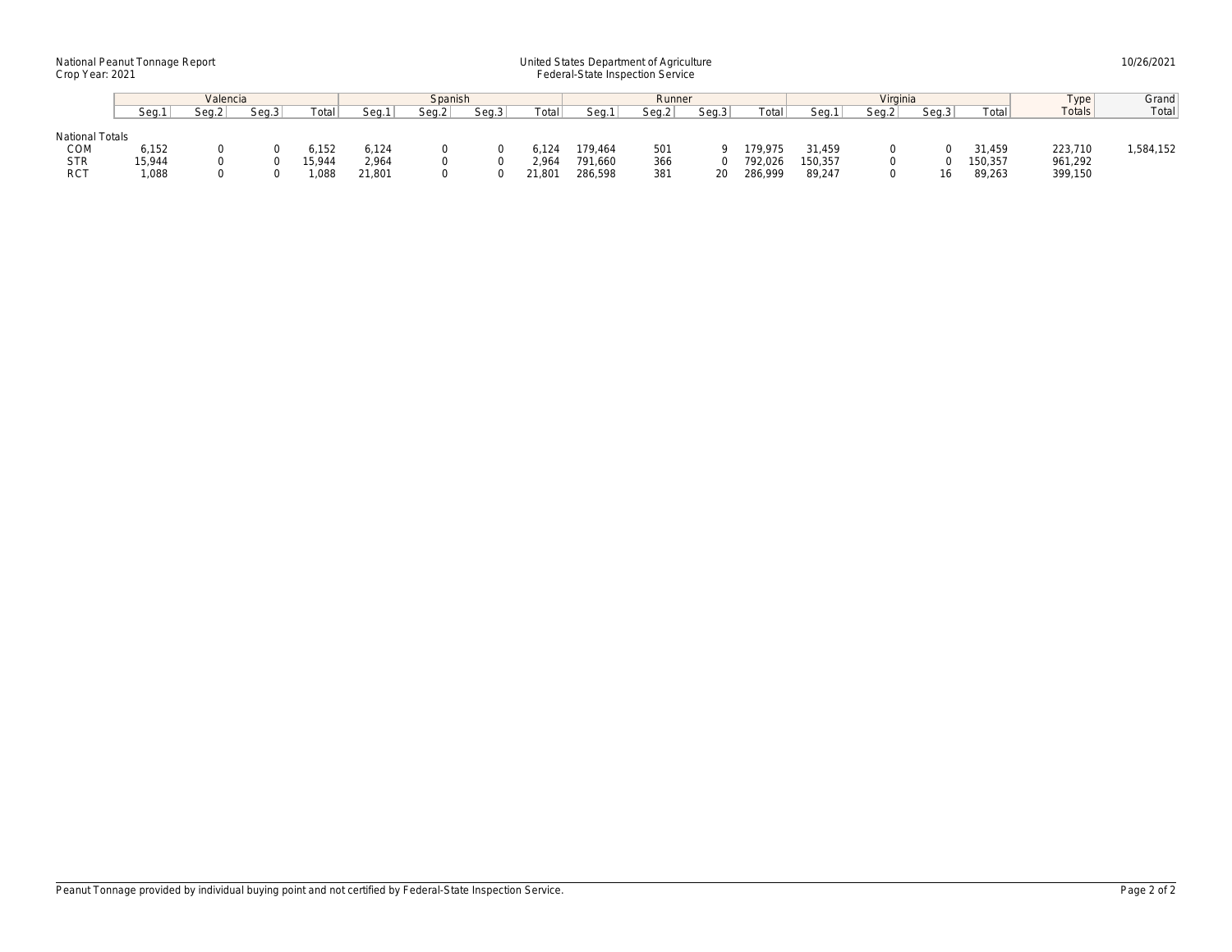National Peanut Tonnage Report
Crop Year: 2021

United States Department of Agriculture
Federal-State Inspection Service

10/26/2021

| | Valencia | | | | Spanish | | | | Runner | | | | Virginia | | | | Type | Grand |
|---|---|---|---|---|---|---|---|---|---|---|---|---|---|---|---|---|---|---|
| | Seg.1 | Seg.2 | Seg.3 | Total | Seg.1 | Seg.2 | Seg.3 | Total | Seg.1 | Seg.2 | Seg.3 | Total | Seg.1 | Seg.2 | Seg.3 | Total | Totals | Total |
| National Totals | | | | | | | | | | | | | | | | | | |
| COM | 6,152 | 0 | 0 | 6,152 | 6,124 | 0 | 0 | 6,124 | 179,464 | 501 | 9 | 179,975 | 31,459 | 0 | 0 | 31,459 | 223,710 | 1,584,152 |
| STR | 15,944 | 0 | 0 | 15,944 | 2,964 | 0 | 0 | 2,964 | 791,660 | 366 | 0 | 792,026 | 150,357 | 0 | 0 | 150,357 | 961,292 | |
| RCT | 1,088 | 0 | 0 | 1,088 | 21,801 | 0 | 0 | 21,801 | 286,598 | 381 | 20 | 286,999 | 89,247 | 0 | 16 | 89,263 | 399,150 | |

Peanut Tonnage provided by individual buying point and not certified by Federal-State Inspection Service.